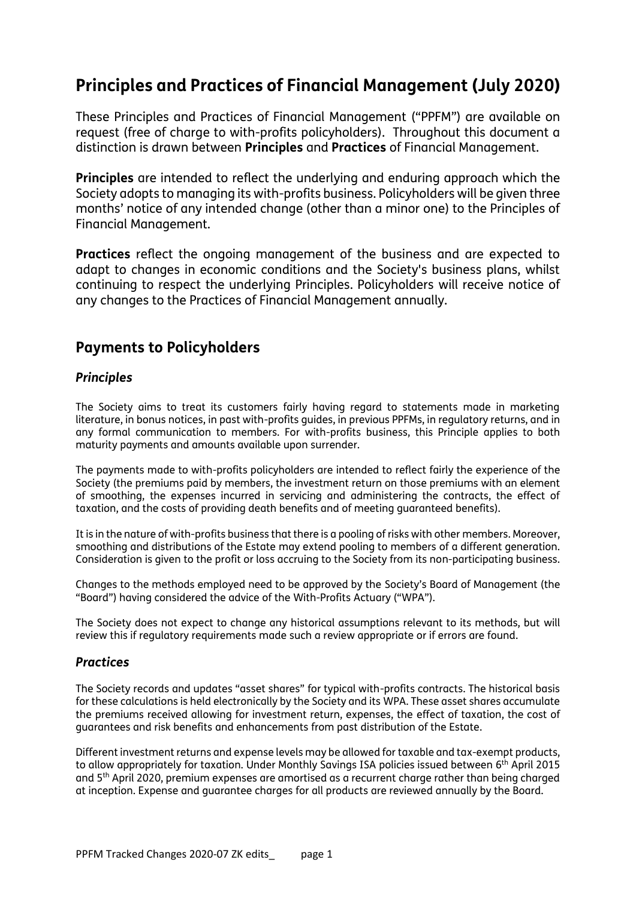# Principles and Practices of Financial Management (July 2020)

These Principles and Practices of Financial Management ("PPFM") are available on request (free of charge to with-profits policyholders). Throughout this document a distinction is drawn between **Principles** and **Practices** of Financial Management.

**Principles** are intended to reflect the underlying and enduring approach which the Society adopts to managing its with-profits business. Policyholders will be given three months' notice of any intended change (other than a minor one) to the Principles of Financial Management.

**Practices** reflect the ongoing management of the business and are expected to adapt to changes in economic conditions and the Society's business plans, whilst continuing to respect the underlying Principles. Policyholders will receive notice of any changes to the Practices of Financial Management annually.

## Payments to Policyholders

### *Principles*

The Society aims to treat its customers fairly having regard to statements made in marketing literature, in bonus notices, in past with-profits guides, in previous PPFMs, in regulatory returns, and in any formal communication to members. For with-profits business, this Principle applies to both maturity payments and amounts available upon surrender.

The payments made to with-profits policyholders are intended to reflect fairly the experience of the Society (the premiums paid by members, the investment return on those premiums with an element of smoothing, the expenses incurred in servicing and administering the contracts, the effect of taxation, and the costs of providing death benefits and of meeting guaranteed benefits).

It is in the nature of with-profits business that there is a pooling of risks with other members. Moreover, smoothing and distributions of the Estate may extend pooling to members of a different generation. Consideration is given to the profit or loss accruing to the Society from its non-participating business.

Changes to the methods employed need to be approved by the Society's Board of Management (the "Board") having considered the advice of the With-Profits Actuary ("WPA").

The Society does not expect to change any historical assumptions relevant to its methods, but will review this if regulatory requirements made such a review appropriate or if errors are found.

### *Practices*

The Society records and updates "asset shares" for typical with-profits contracts. The historical basis for these calculations is held electronically by the Society and its WPA. These asset shares accumulate the premiums received allowing for investment return, expenses, the effect of taxation, the cost of guarantees and risk benefits and enhancements from past distribution of the Estate.

Different investment returns and expense levels may be allowed for taxable and tax-exempt products, to allow appropriately for taxation. Under Monthly Savings ISA policies issued between 6th April 2015 and 5th April 2020, premium expenses are amortised as a recurrent charge rather than being charged at inception. Expense and guarantee charges for all products are reviewed annually by the Board.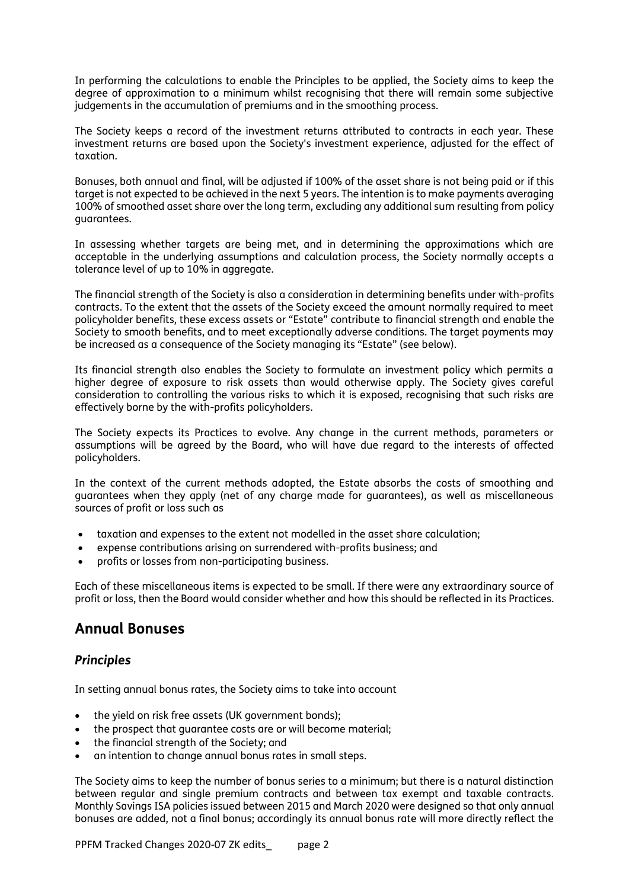In performing the calculations to enable the Principles to be applied, the Society aims to keep the degree of approximation to a minimum whilst recognising that there will remain some subjective judgements in the accumulation of premiums and in the smoothing process.

The Society keeps a record of the investment returns attributed to contracts in each year. These investment returns are based upon the Society's investment experience, adjusted for the effect of taxation.

Bonuses, both annual and final, will be adjusted if 100% of the asset share is not being paid or if this target is not expected to be achieved in the next 5 years. The intention is to make payments averaging 100% of smoothed asset share over the long term, excluding any additional sum resulting from policy guarantees.

In assessing whether targets are being met, and in determining the approximations which are acceptable in the underlying assumptions and calculation process, the Society normally accepts a tolerance level of up to 10% in aggregate.

The financial strength of the Society is also a consideration in determining benefits under with-profits contracts. To the extent that the assets of the Society exceed the amount normally required to meet policyholder benefits, these excess assets or "Estate" contribute to financial strength and enable the Society to smooth benefits, and to meet exceptionally adverse conditions. The target payments may be increased as a consequence of the Society managing its "Estate" (see below).

Its financial strength also enables the Society to formulate an investment policy which permits a higher degree of exposure to risk assets than would otherwise apply. The Society gives careful consideration to controlling the various risks to which it is exposed, recognising that such risks are effectively borne by the with-profits policyholders.

The Society expects its Practices to evolve. Any change in the current methods, parameters or assumptions will be agreed by the Board, who will have due regard to the interests of affected policyholders.

In the context of the current methods adopted, the Estate absorbs the costs of smoothing and guarantees when they apply (net of any charge made for guarantees), as well as miscellaneous sources of profit or loss such as

- taxation and expenses to the extent not modelled in the asset share calculation;
- expense contributions arising on surrendered with-profits business; and
- profits or losses from non-participating business.

Each of these miscellaneous items is expected to be small. If there were any extraordinary source of profit or loss, then the Board would consider whether and how this should be reflected in its Practices.

## Annual Bonuses

### *Principles*

In setting annual bonus rates, the Society aims to take into account

- the yield on risk free assets (UK government bonds);
- the prospect that guarantee costs are or will become material;
- the financial strength of the Society; and
- an intention to change annual bonus rates in small steps.

The Society aims to keep the number of bonus series to a minimum; but there is a natural distinction between regular and single premium contracts and between tax exempt and taxable contracts. Monthly Savings ISA policies issued between 2015 and March 2020 were designed so that only annual bonuses are added, not a final bonus; accordingly its annual bonus rate will more directly reflect the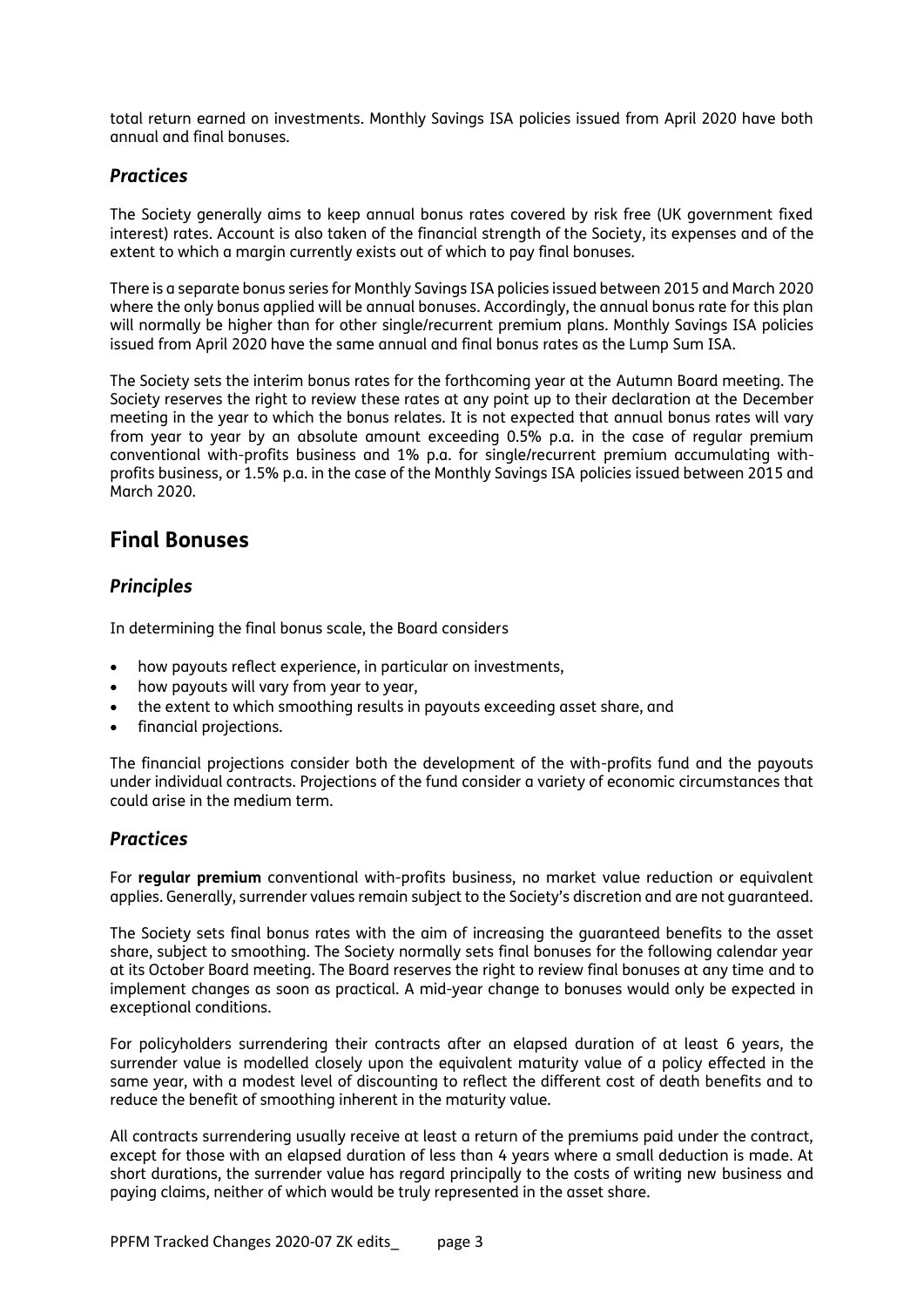total return earned on investments. Monthly Savings ISA policies issued from April 2020 have both annual and final bonuses.

### *Practices*

The Society generally aims to keep annual bonus rates covered by risk free (UK government fixed interest) rates. Account is also taken of the financial strength of the Society, its expenses and of the extent to which a margin currently exists out of which to pay final bonuses.

There is a separate bonus series for Monthly Savings ISA policies issued between 2015 and March 2020 where the only bonus applied will be annual bonuses. Accordingly, the annual bonus rate for this plan will normally be higher than for other single/recurrent premium plans. Monthly Savings ISA policies issued from April 2020 have the same annual and final bonus rates as the Lump Sum ISA.

The Society sets the interim bonus rates for the forthcoming year at the Autumn Board meeting. The Society reserves the right to review these rates at any point up to their declaration at the December meeting in the year to which the bonus relates. It is not expected that annual bonus rates will vary from year to year by an absolute amount exceeding 0.5% p.a. in the case of regular premium conventional with-profits business and 1% p.a. for single/recurrent premium accumulating with-profits business, or 1.5% p.a. in the case of the Monthly Savings ISA policies issued between 2015 and March 2020.

## Final Bonuses

### *Principles*

In determining the final bonus scale, the Board considers

- how payouts reflect experience, in particular on investments,
- how payouts will vary from year to year,
- the extent to which smoothing results in payouts exceeding asset share, and
- financial projections.

The financial projections consider both the development of the with-profits fund and the payouts under individual contracts. Projections of the fund consider a variety of economic circumstances that could arise in the medium term.

### *Practices*

For **regular premium** conventional with-profits business, no market value reduction or equivalent applies. Generally, surrender values remain subject to the Society's discretion and are not guaranteed.

The Society sets final bonus rates with the aim of increasing the guaranteed benefits to the asset share, subject to smoothing. The Society normally sets final bonuses for the following calendar year at its October Board meeting. The Board reserves the right to review final bonuses at any time and to implement changes as soon as practical. A mid-year change to bonuses would only be expected in exceptional conditions.

For policyholders surrendering their contracts after an elapsed duration of at least 6 years, the surrender value is modelled closely upon the equivalent maturity value of a policy effected in the same year, with a modest level of discounting to reflect the different cost of death benefits and to reduce the benefit of smoothing inherent in the maturity value.

All contracts surrendering usually receive at least a return of the premiums paid under the contract, except for those with an elapsed duration of less than 4 years where a small deduction is made. At short durations, the surrender value has regard principally to the costs of writing new business and paying claims, neither of which would be truly represented in the asset share.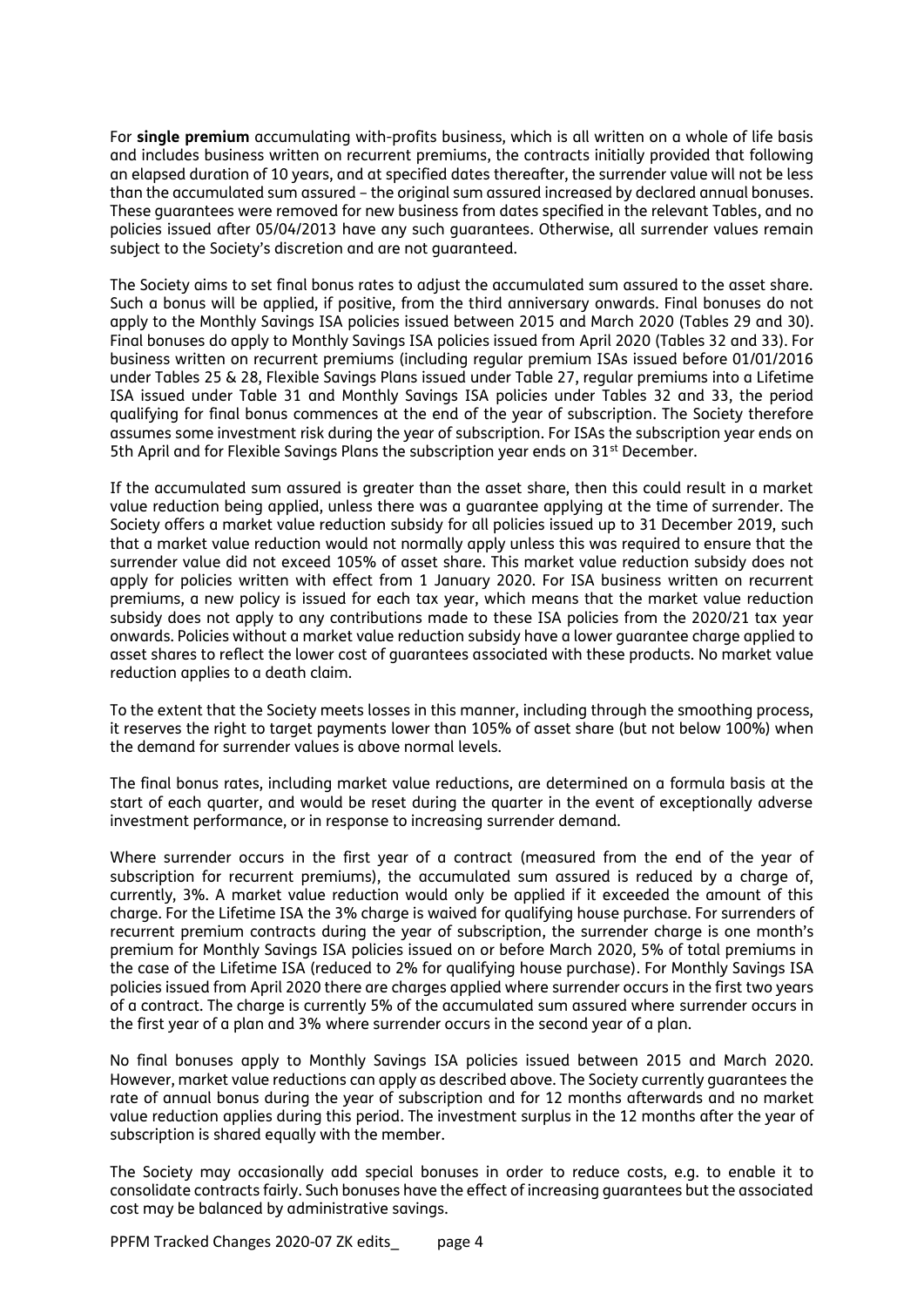For **single premium** accumulating with-profits business, which is all written on a whole of life basis and includes business written on recurrent premiums, the contracts initially provided that following an elapsed duration of 10 years, and at specified dates thereafter, the surrender value will not be less than the accumulated sum assured – the original sum assured increased by declared annual bonuses. These guarantees were removed for new business from dates specified in the relevant Tables, and no policies issued after 05/04/2013 have any such guarantees. Otherwise, all surrender values remain subject to the Society's discretion and are not guaranteed.

The Society aims to set final bonus rates to adjust the accumulated sum assured to the asset share. Such a bonus will be applied, if positive, from the third anniversary onwards. Final bonuses do not apply to the Monthly Savings ISA policies issued between 2015 and March 2020 (Tables 29 and 30). Final bonuses do apply to Monthly Savings ISA policies issued from April 2020 (Tables 32 and 33). For business written on recurrent premiums (including regular premium ISAs issued before 01/01/2016 under Tables 25 & 28, Flexible Savings Plans issued under Table 27, regular premiums into a Lifetime ISA issued under Table 31 and Monthly Savings ISA policies under Tables 32 and 33, the period qualifying for final bonus commences at the end of the year of subscription. The Society therefore assumes some investment risk during the year of subscription. For ISAs the subscription year ends on 5th April and for Flexible Savings Plans the subscription year ends on 31st December.

If the accumulated sum assured is greater than the asset share, then this could result in a market value reduction being applied, unless there was a guarantee applying at the time of surrender. The Society offers a market value reduction subsidy for all policies issued up to 31 December 2019, such that a market value reduction would not normally apply unless this was required to ensure that the surrender value did not exceed 105% of asset share. This market value reduction subsidy does not apply for policies written with effect from 1 January 2020. For ISA business written on recurrent premiums, a new policy is issued for each tax year, which means that the market value reduction subsidy does not apply to any contributions made to these ISA policies from the 2020/21 tax year onwards. Policies without a market value reduction subsidy have a lower guarantee charge applied to asset shares to reflect the lower cost of guarantees associated with these products. No market value reduction applies to a death claim.

To the extent that the Society meets losses in this manner, including through the smoothing process, it reserves the right to target payments lower than 105% of asset share (but not below 100%) when the demand for surrender values is above normal levels.

The final bonus rates, including market value reductions, are determined on a formula basis at the start of each quarter, and would be reset during the quarter in the event of exceptionally adverse investment performance, or in response to increasing surrender demand.

Where surrender occurs in the first year of a contract (measured from the end of the year of subscription for recurrent premiums), the accumulated sum assured is reduced by a charge of, currently, 3%. A market value reduction would only be applied if it exceeded the amount of this charge. For the Lifetime ISA the 3% charge is waived for qualifying house purchase. For surrenders of recurrent premium contracts during the year of subscription, the surrender charge is one month's premium for Monthly Savings ISA policies issued on or before March 2020, 5% of total premiums in the case of the Lifetime ISA (reduced to 2% for qualifying house purchase). For Monthly Savings ISA policies issued from April 2020 there are charges applied where surrender occurs in the first two years of a contract. The charge is currently 5% of the accumulated sum assured where surrender occurs in the first year of a plan and 3% where surrender occurs in the second year of a plan.

No final bonuses apply to Monthly Savings ISA policies issued between 2015 and March 2020. However, market value reductions can apply as described above. The Society currently guarantees the rate of annual bonus during the year of subscription and for 12 months afterwards and no market value reduction applies during this period. The investment surplus in the 12 months after the year of subscription is shared equally with the member.

The Society may occasionally add special bonuses in order to reduce costs, e.g. to enable it to consolidate contracts fairly. Such bonuses have the effect of increasing guarantees but the associated cost may be balanced by administrative savings.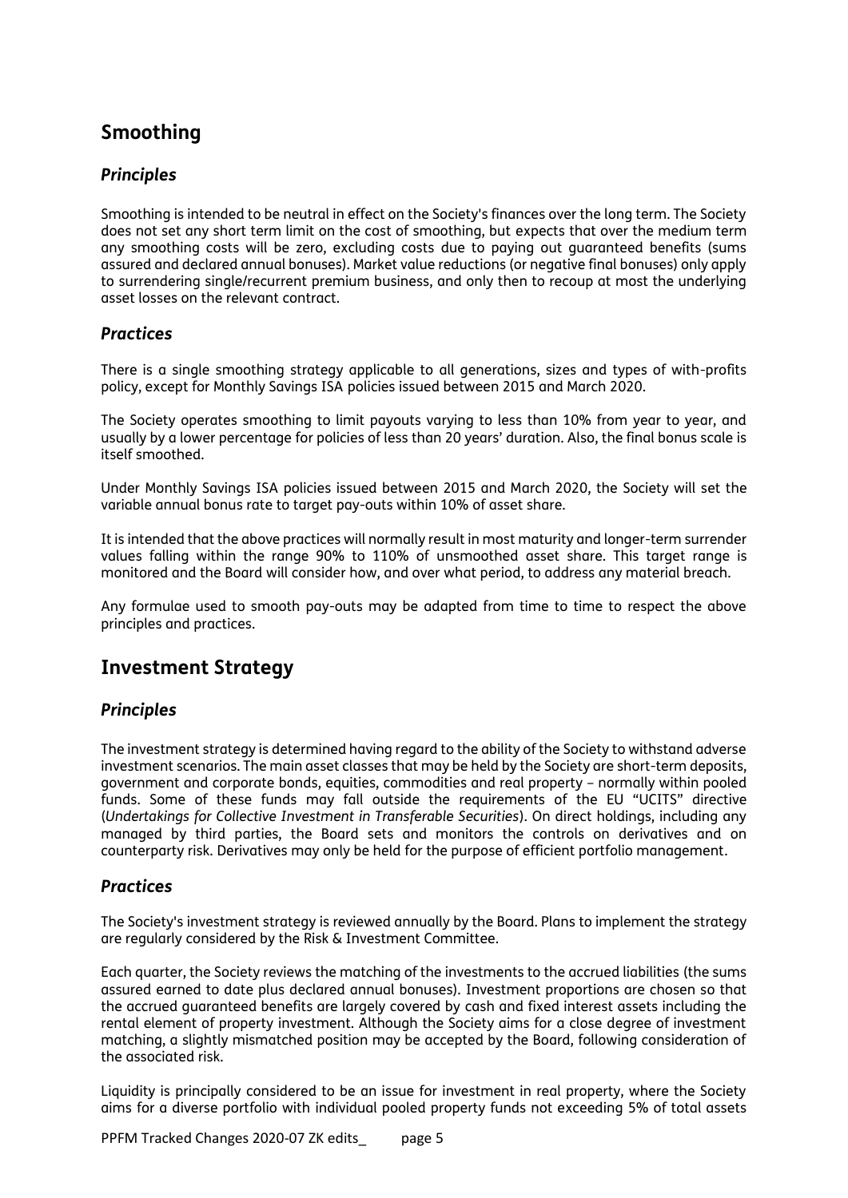## Smoothing

### *Principles*

Smoothing is intended to be neutral in effect on the Society's finances over the long term. The Society does not set any short term limit on the cost of smoothing, but expects that over the medium term any smoothing costs will be zero, excluding costs due to paying out guaranteed benefits (sums assured and declared annual bonuses). Market value reductions (or negative final bonuses) only apply to surrendering single/recurrent premium business, and only then to recoup at most the underlying asset losses on the relevant contract.

### *Practices*

There is a single smoothing strategy applicable to all generations, sizes and types of with-profits policy, except for Monthly Savings ISA policies issued between 2015 and March 2020.

The Society operates smoothing to limit payouts varying to less than 10% from year to year, and usually by a lower percentage for policies of less than 20 years' duration. Also, the final bonus scale is itself smoothed.

Under Monthly Savings ISA policies issued between 2015 and March 2020, the Society will set the variable annual bonus rate to target pay-outs within 10% of asset share.

It is intended that the above practices will normally result in most maturity and longer-term surrender values falling within the range 90% to 110% of unsmoothed asset share. This target range is monitored and the Board will consider how, and over what period, to address any material breach.

Any formulae used to smooth pay-outs may be adapted from time to time to respect the above principles and practices.

## Investment Strategy

### *Principles*

The investment strategy is determined having regard to the ability of the Society to withstand adverse investment scenarios. The main asset classes that may be held by the Society are short-term deposits, government and corporate bonds, equities, commodities and real property – normally within pooled funds. Some of these funds may fall outside the requirements of the EU "UCITS" directive (*Undertakings for Collective Investment in Transferable Securities*). On direct holdings, including any managed by third parties, the Board sets and monitors the controls on derivatives and on counterparty risk. Derivatives may only be held for the purpose of efficient portfolio management.

### *Practices*

The Society's investment strategy is reviewed annually by the Board. Plans to implement the strategy are regularly considered by the Risk & Investment Committee.

Each quarter, the Society reviews the matching of the investments to the accrued liabilities (the sums assured earned to date plus declared annual bonuses). Investment proportions are chosen so that the accrued guaranteed benefits are largely covered by cash and fixed interest assets including the rental element of property investment. Although the Society aims for a close degree of investment matching, a slightly mismatched position may be accepted by the Board, following consideration of the associated risk.

Liquidity is principally considered to be an issue for investment in real property, where the Society aims for a diverse portfolio with individual pooled property funds not exceeding 5% of total assets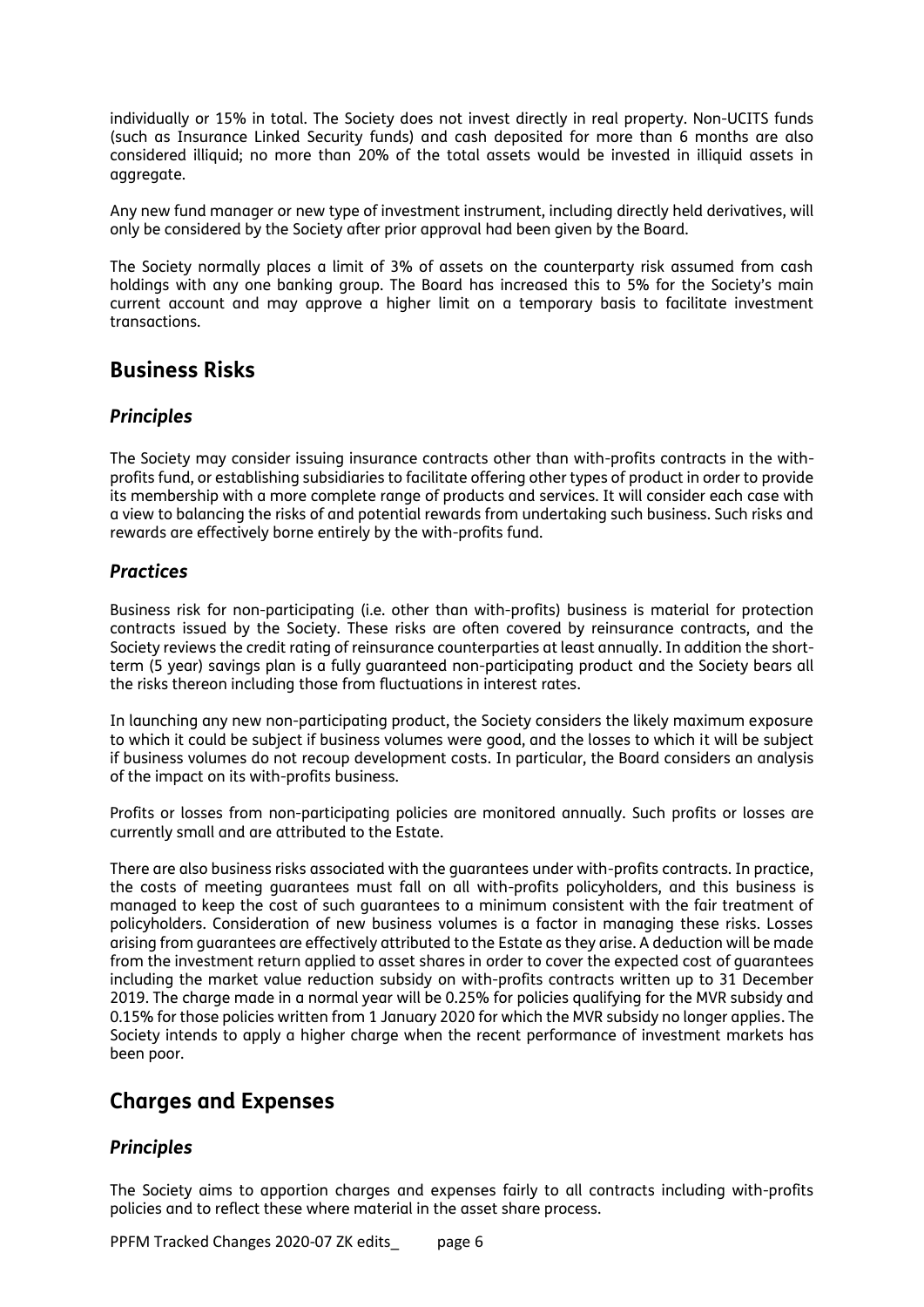individually or 15% in total. The Society does not invest directly in real property. Non-UCITS funds (such as Insurance Linked Security funds) and cash deposited for more than 6 months are also considered illiquid; no more than 20% of the total assets would be invested in illiquid assets in aggregate.

Any new fund manager or new type of investment instrument, including directly held derivatives, will only be considered by the Society after prior approval had been given by the Board.

The Society normally places a limit of 3% of assets on the counterparty risk assumed from cash holdings with any one banking group. The Board has increased this to 5% for the Society's main current account and may approve a higher limit on a temporary basis to facilitate investment transactions.

## Business Risks

### *Principles*

The Society may consider issuing insurance contracts other than with-profits contracts in the with-profits fund, or establishing subsidiaries to facilitate offering other types of product in order to provide its membership with a more complete range of products and services. It will consider each case with a view to balancing the risks of and potential rewards from undertaking such business. Such risks and rewards are effectively borne entirely by the with-profits fund.

### *Practices*

Business risk for non-participating (i.e. other than with-profits) business is material for protection contracts issued by the Society. These risks are often covered by reinsurance contracts, and the Society reviews the credit rating of reinsurance counterparties at least annually. In addition the short-term (5 year) savings plan is a fully guaranteed non-participating product and the Society bears all the risks thereon including those from fluctuations in interest rates.

In launching any new non-participating product, the Society considers the likely maximum exposure to which it could be subject if business volumes were good, and the losses to which it will be subject if business volumes do not recoup development costs. In particular, the Board considers an analysis of the impact on its with-profits business.

Profits or losses from non-participating policies are monitored annually. Such profits or losses are currently small and are attributed to the Estate.

There are also business risks associated with the guarantees under with-profits contracts. In practice, the costs of meeting guarantees must fall on all with-profits policyholders, and this business is managed to keep the cost of such guarantees to a minimum consistent with the fair treatment of policyholders. Consideration of new business volumes is a factor in managing these risks. Losses arising from guarantees are effectively attributed to the Estate as they arise. A deduction will be made from the investment return applied to asset shares in order to cover the expected cost of guarantees including the market value reduction subsidy on with-profits contracts written up to 31 December 2019. The charge made in a normal year will be 0.25% for policies qualifying for the MVR subsidy and 0.15% for those policies written from 1 January 2020 for which the MVR subsidy no longer applies. The Society intends to apply a higher charge when the recent performance of investment markets has been poor.

## Charges and Expenses

### *Principles*

The Society aims to apportion charges and expenses fairly to all contracts including with-profits policies and to reflect these where material in the asset share process.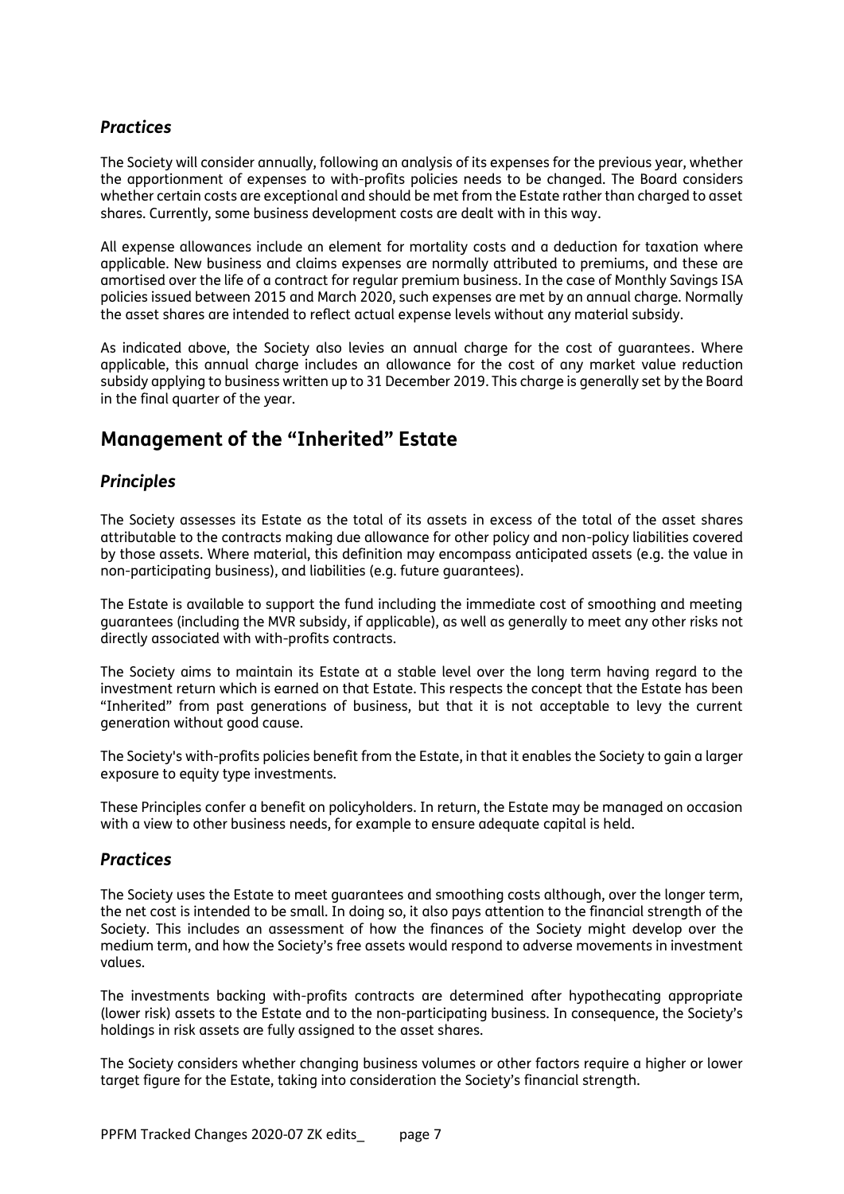### *Practices*

The Society will consider annually, following an analysis of its expenses for the previous year, whether the apportionment of expenses to with-profits policies needs to be changed. The Board considers whether certain costs are exceptional and should be met from the Estate rather than charged to asset shares. Currently, some business development costs are dealt with in this way.

All expense allowances include an element for mortality costs and a deduction for taxation where applicable. New business and claims expenses are normally attributed to premiums, and these are amortised over the life of a contract for regular premium business. In the case of Monthly Savings ISA policies issued between 2015 and March 2020, such expenses are met by an annual charge. Normally the asset shares are intended to reflect actual expense levels without any material subsidy.

As indicated above, the Society also levies an annual charge for the cost of guarantees. Where applicable, this annual charge includes an allowance for the cost of any market value reduction subsidy applying to business written up to 31 December 2019. This charge is generally set by the Board in the final quarter of the year.

## Management of the "Inherited" Estate

### *Principles*

The Society assesses its Estate as the total of its assets in excess of the total of the asset shares attributable to the contracts making due allowance for other policy and non-policy liabilities covered by those assets. Where material, this definition may encompass anticipated assets (e.g. the value in non-participating business), and liabilities (e.g. future guarantees).

The Estate is available to support the fund including the immediate cost of smoothing and meeting guarantees (including the MVR subsidy, if applicable), as well as generally to meet any other risks not directly associated with with-profits contracts.

The Society aims to maintain its Estate at a stable level over the long term having regard to the investment return which is earned on that Estate. This respects the concept that the Estate has been "Inherited" from past generations of business, but that it is not acceptable to levy the current generation without good cause.

The Society's with-profits policies benefit from the Estate, in that it enables the Society to gain a larger exposure to equity type investments.

These Principles confer a benefit on policyholders. In return, the Estate may be managed on occasion with a view to other business needs, for example to ensure adequate capital is held.

### *Practices*

The Society uses the Estate to meet guarantees and smoothing costs although, over the longer term, the net cost is intended to be small. In doing so, it also pays attention to the financial strength of the Society. This includes an assessment of how the finances of the Society might develop over the medium term, and how the Society's free assets would respond to adverse movements in investment values.

The investments backing with-profits contracts are determined after hypothecating appropriate (lower risk) assets to the Estate and to the non-participating business. In consequence, the Society's holdings in risk assets are fully assigned to the asset shares.

The Society considers whether changing business volumes or other factors require a higher or lower target figure for the Estate, taking into consideration the Society's financial strength.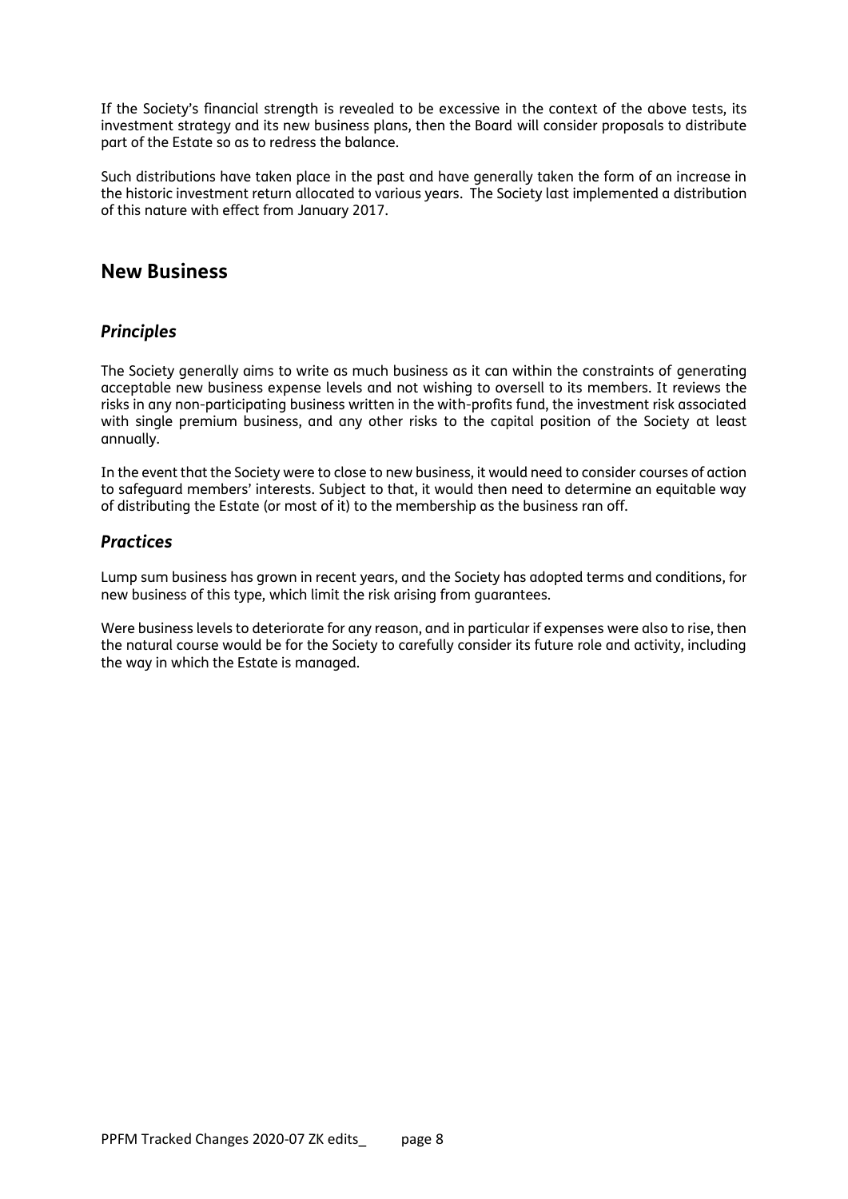If the Society's financial strength is revealed to be excessive in the context of the above tests, its investment strategy and its new business plans, then the Board will consider proposals to distribute part of the Estate so as to redress the balance.

Such distributions have taken place in the past and have generally taken the form of an increase in the historic investment return allocated to various years. The Society last implemented a distribution of this nature with effect from January 2017.

## New Business

### *Principles*

The Society generally aims to write as much business as it can within the constraints of generating acceptable new business expense levels and not wishing to oversell to its members. It reviews the risks in any non-participating business written in the with-profits fund, the investment risk associated with single premium business, and any other risks to the capital position of the Society at least annually.

In the event that the Society were to close to new business, it would need to consider courses of action to safeguard members' interests. Subject to that, it would then need to determine an equitable way of distributing the Estate (or most of it) to the membership as the business ran off.

### *Practices*

Lump sum business has grown in recent years, and the Society has adopted terms and conditions, for new business of this type, which limit the risk arising from guarantees.

Were business levels to deteriorate for any reason, and in particular if expenses were also to rise, then the natural course would be for the Society to carefully consider its future role and activity, including the way in which the Estate is managed.